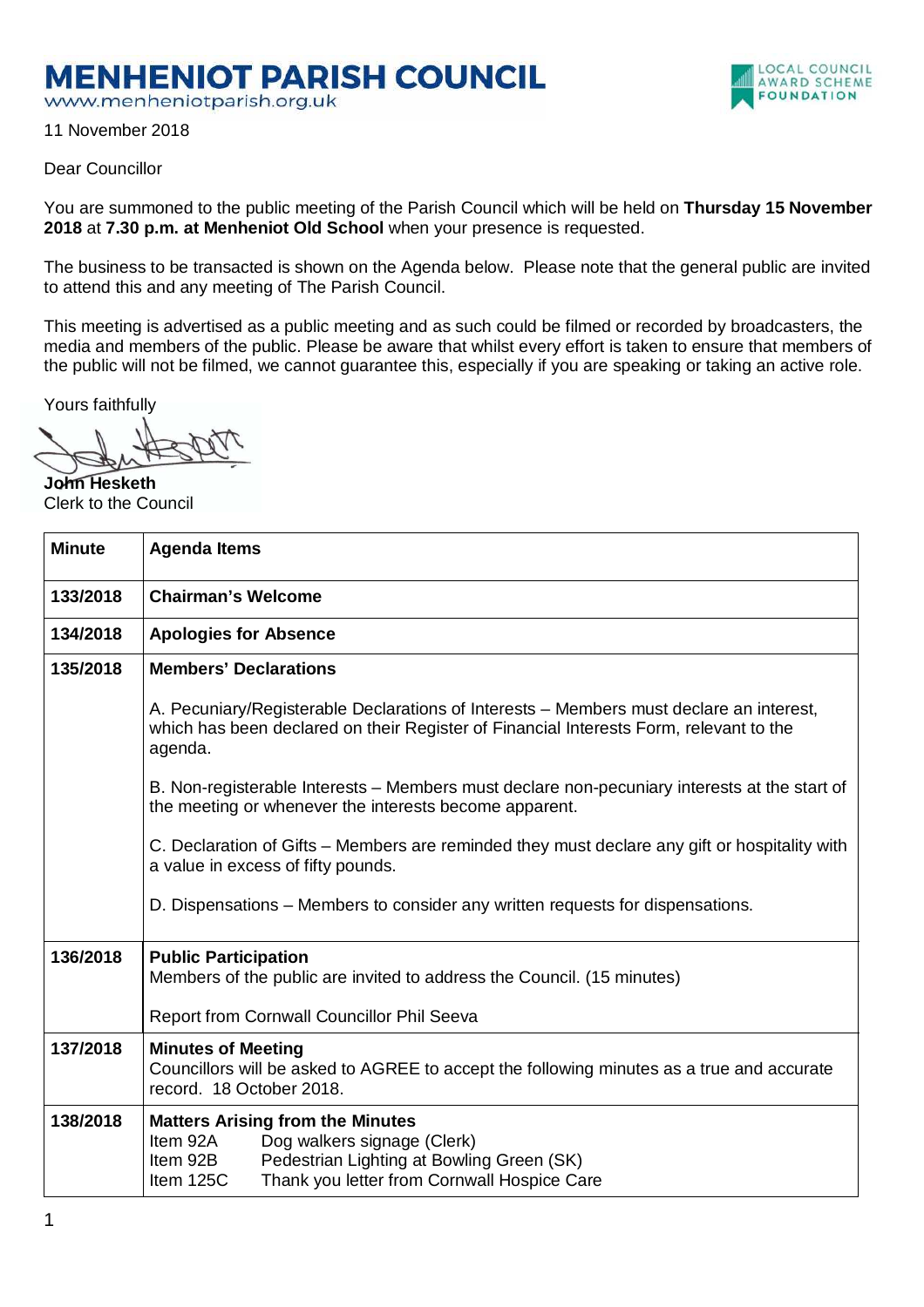# MENHENIOT PARISH COUNCIL

www.menheniotparish.org.uk

LOCAL COUNCIL AWARD SCHEME FOUNDATION

11 November 2018

Dear Councillor

You are summoned to the public meeting of the Parish Council which will be held on **Thursday 15 November 2018** at **7.30 p.m. at Menheniot Old School** when your presence is requested.

The business to be transacted is shown on the Agenda below. Please note that the general public are invited to attend this and any meeting of The Parish Council.

This meeting is advertised as a public meeting and as such could be filmed or recorded by broadcasters, the media and members of the public. Please be aware that whilst every effort is taken to ensure that members of the public will not be filmed, we cannot guarantee this, especially if you are speaking or taking an active role.

Yours faithfully

**John Hesketh**
Clerk to the Council

| Minute | Agenda Items |
|---|---|
| **133/2018** | **Chairman's Welcome** |
| **134/2018** | **Apologies for Absence** |
| **135/2018** | **Members' Declarations**<br><br>A. Pecuniary/Registerable Declarations of Interests – Members must declare an interest, which has been declared on their Register of Financial Interests Form, relevant to the agenda.<br><br>B. Non-registerable Interests – Members must declare non-pecuniary interests at the start of the meeting or whenever the interests become apparent.<br><br>C. Declaration of Gifts – Members are reminded they must declare any gift or hospitality with a value in excess of fifty pounds.<br><br>D. Dispensations – Members to consider any written requests for dispensations. |
| **136/2018** | **Public Participation**<br>Members of the public are invited to address the Council. (15 minutes)<br><br>Report from Cornwall Councillor Phil Seeva |
| **137/2018** | **Minutes of Meeting**<br>Councillors will be asked to AGREE to accept the following minutes as a true and accurate record. 18 October 2018. |
| **138/2018** | **Matters Arising from the Minutes**<br>Item 92A Dog walkers signage (Clerk)<br>Item 92B Pedestrian Lighting at Bowling Green (SK)<br>Item 125C Thank you letter from Cornwall Hospice Care |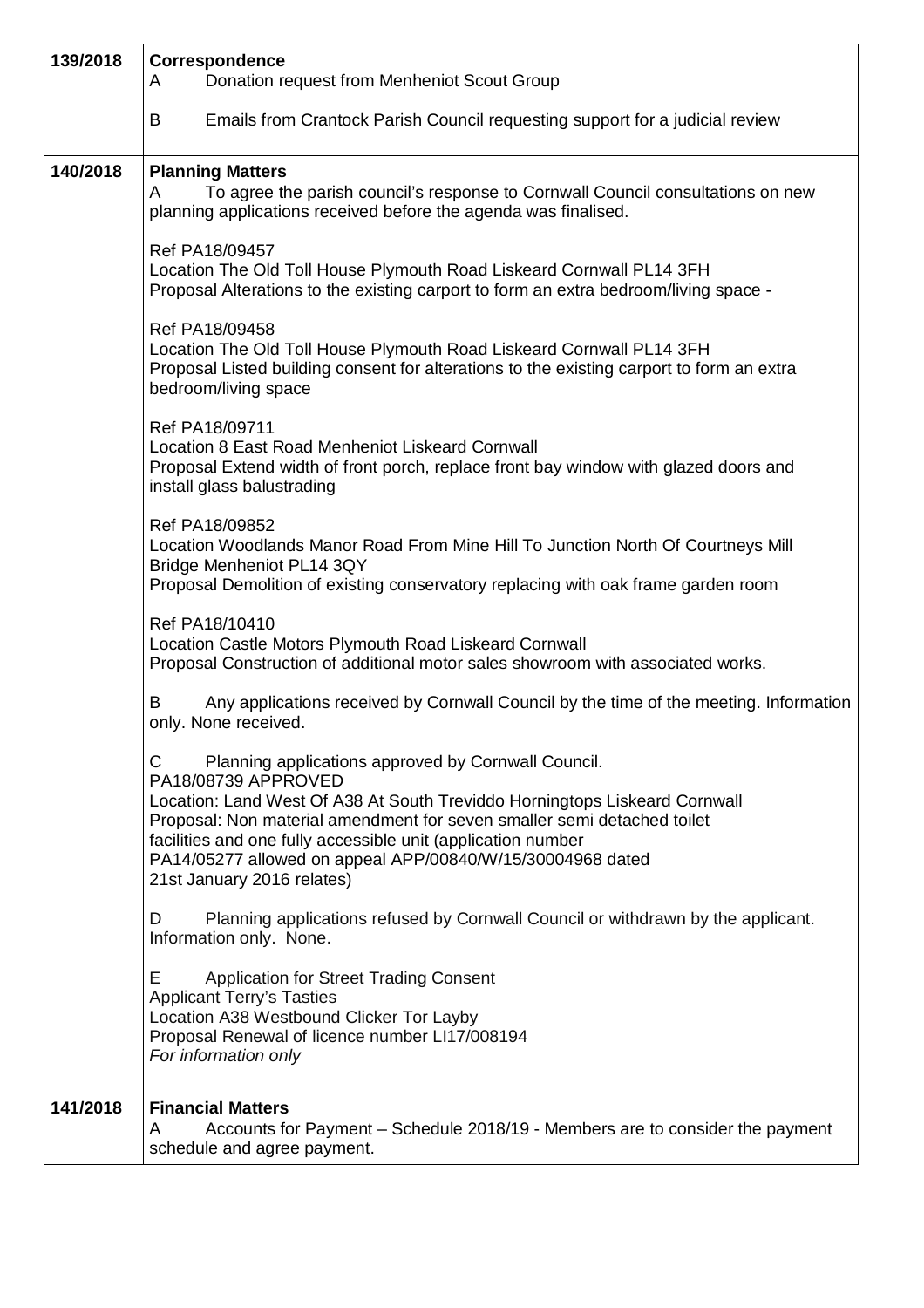| | |
|---|---|
| **139/2018** | **Correspondence**<br>A Donation request from Menheniot Scout Group<br><br>B Emails from Crantock Parish Council requesting support for a judicial review |
| **140/2018** | **Planning Matters**<br>A To agree the parish council's response to Cornwall Council consultations on new planning applications received before the agenda was finalised.<br><br>Ref PA18/09457<br>Location The Old Toll House Plymouth Road Liskeard Cornwall PL14 3FH<br>Proposal Alterations to the existing carport to form an extra bedroom/living space -<br><br>Ref PA18/09458<br>Location The Old Toll House Plymouth Road Liskeard Cornwall PL14 3FH<br>Proposal Listed building consent for alterations to the existing carport to form an extra bedroom/living space<br><br>Ref PA18/09711<br>Location 8 East Road Menheniot Liskeard Cornwall<br>Proposal Extend width of front porch, replace front bay window with glazed doors and install glass balustrading<br><br>Ref PA18/09852<br>Location Woodlands Manor Road From Mine Hill To Junction North Of Courtneys Mill Bridge Menheniot PL14 3QY<br>Proposal Demolition of existing conservatory replacing with oak frame garden room<br><br>Ref PA18/10410<br>Location Castle Motors Plymouth Road Liskeard Cornwall<br>Proposal Construction of additional motor sales showroom with associated works.<br><br>B Any applications received by Cornwall Council by the time of the meeting. Information only. None received.<br><br>C Planning applications approved by Cornwall Council.<br>PA18/08739 APPROVED<br>Location: Land West Of A38 At South Treviddo Horningtops Liskeard Cornwall<br>Proposal: Non material amendment for seven smaller semi detached toilet facilities and one fully accessible unit (application number PA14/05277 allowed on appeal APP/00840/W/15/30004968 dated 21st January 2016 relates)<br><br>D Planning applications refused by Cornwall Council or withdrawn by the applicant. Information only. None.<br><br>E Application for Street Trading Consent<br>Applicant Terry's Tasties<br>Location A38 Westbound Clicker Tor Layby<br>Proposal Renewal of licence number LI17/008194<br>*For information only* |
| **141/2018** | **Financial Matters**<br>A Accounts for Payment – Schedule 2018/19 - Members are to consider the payment schedule and agree payment. |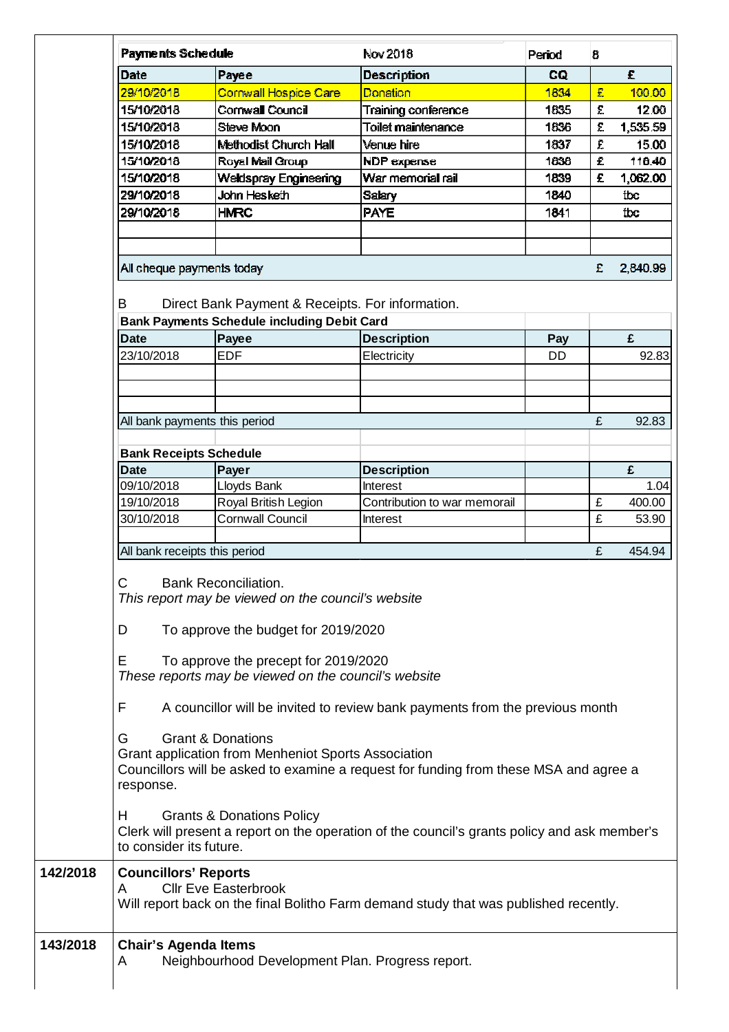| Payments Schedule | | Nov 2018 | Period | 8 |
|---|---|---|---|---|
| **Date** | **Payee** | **Description** | **CQ** | **£** |
| 29/10/2018 | Cornwall Hospice Care | Donation | 1834 | £ 100.00 |
| 15/10/2018 | Cornwall Council | Training conference | 1835 | £ 12.00 |
| 15/10/2018 | Steve Moon | Toilet maintenance | 1836 | £ 1,535.59 |
| 15/10/2018 | Methodist Church Hall | Venue hire | 1837 | £ 15.00 |
| 15/10/2018 | Royal Mail Group | NDP expense | 1838 | £ 116.40 |
| 15/10/2018 | Weldspray Engineering | War memorial rail | 1839 | £ 1,062.00 |
| 29/10/2018 | John Hesketh | Salary | 1840 | tbc |
| 29/10/2018 | HMRC | PAYE | 1841 | tbc |
| | | | | |
| | | | | |
| All cheque payments today | | | | £ 2,840.99 |

B Direct Bank Payment & Receipts. For information.

| Bank Payments Schedule including Debit Card | | | | |
|---|---|---|---|---|
| **Date** | **Payee** | **Description** | **Pay** | **£** |
| 23/10/2018 | EDF | Electricity | DD | 92.83 |
| | | | | |
| | | | | |
| | | | | |
| All bank payments this period | | | | £ 92.83 |

| Bank Receipts Schedule | | | | |
|---|---|---|---|---|
| **Date** | **Payer** | **Description** | | **£** |
| 09/10/2018 | Lloyds Bank | Interest | | 1.04 |
| 19/10/2018 | Royal British Legion | Contribution to war memorail | | £ 400.00 |
| 30/10/2018 | Cornwall Council | Interest | | £ 53.90 |
| | | | | |
| All bank receipts this period | | | | £ 454.94 |

C Bank Reconciliation.
*This report may be viewed on the council's website*

D To approve the budget for 2019/2020

E To approve the precept for 2019/2020
*These reports may be viewed on the council's website*

F A councillor will be invited to review bank payments from the previous month

G Grant & Donations
Grant application from Menheniot Sports Association
Councillors will be asked to examine a request for funding from these MSA and agree a response.

H Grants & Donations Policy
Clerk will present a report on the operation of the council's grants policy and ask member's to consider its future.

**142/2018 Councillors' Reports**

A Cllr Eve Easterbrook
Will report back on the final Bolitho Farm demand study that was published recently.

**143/2018 Chair's Agenda Items**

A Neighbourhood Development Plan. Progress report.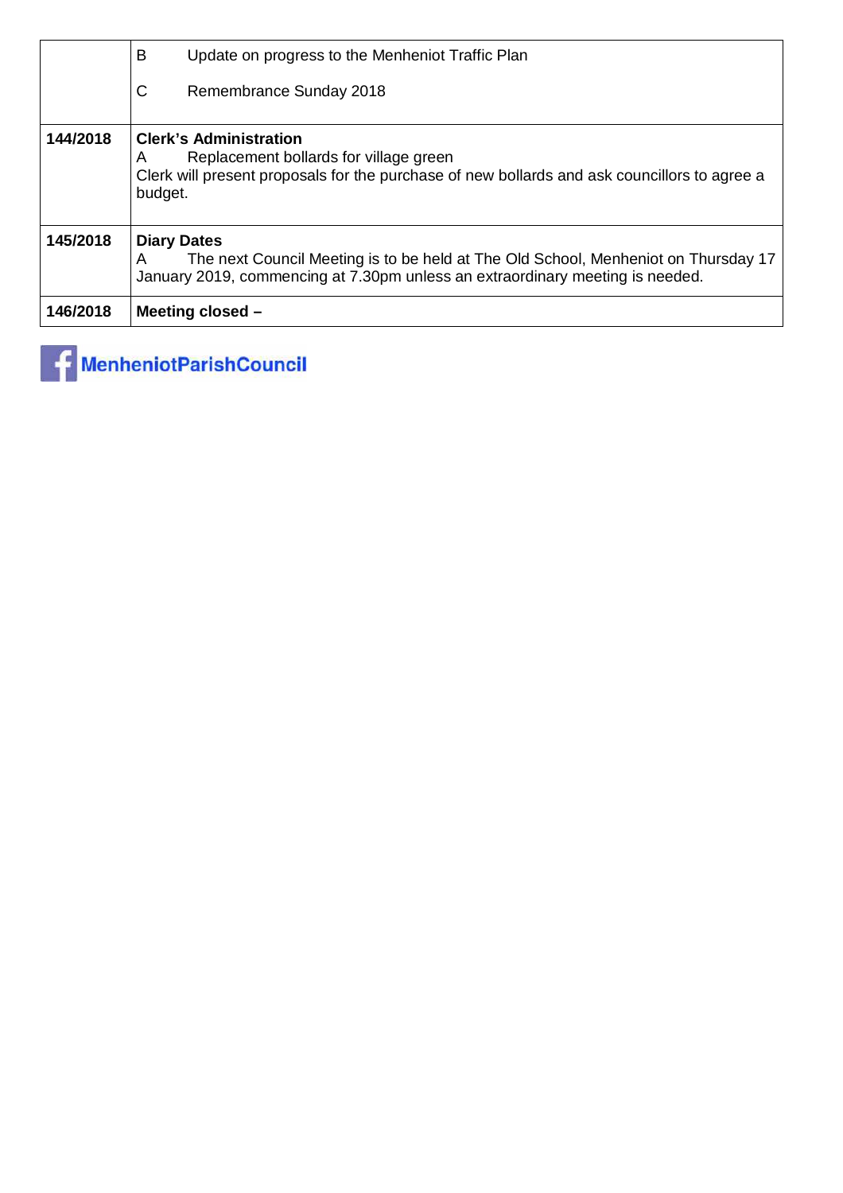| | |
|---|---|
| | B Update on progress to the Menheniot Traffic Plan<br><br>C Remembrance Sunday 2018 |
| **144/2018** | **Clerk's Administration**<br>A Replacement bollards for village green<br>Clerk will present proposals for the purchase of new bollards and ask councillors to agree a budget. |
| **145/2018** | **Diary Dates**<br>A The next Council Meeting is to be held at The Old School, Menheniot on Thursday 17 January 2019, commencing at 7.30pm unless an extraordinary meeting is needed. |
| **146/2018** | **Meeting closed –** |

MenheniotParishCouncil